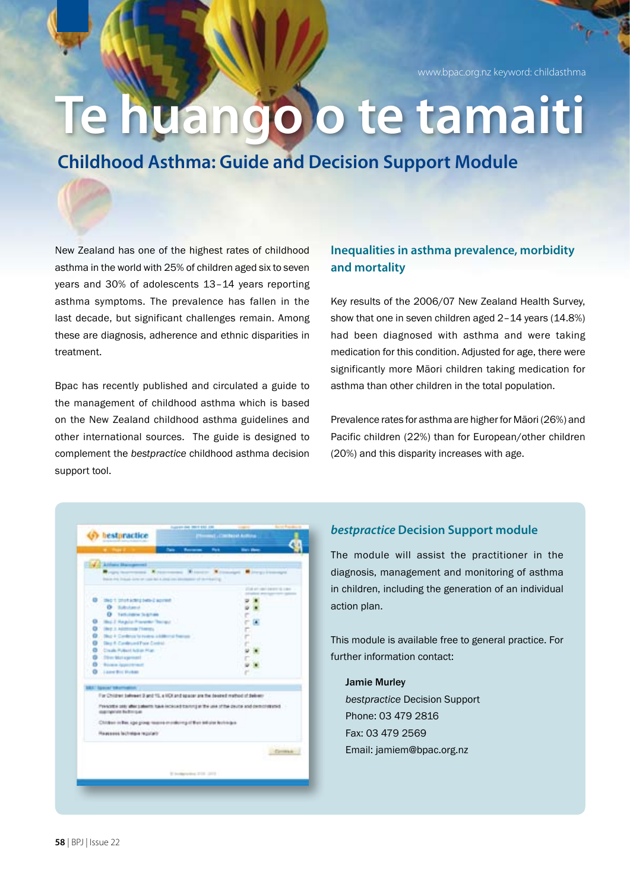www.bpac.org.nz keyword: childasthma

# Te huango o te tamaiti

## Childhood Asthma: Guide and Decision Support Module

New Zealand has one of the highest rates of childhood asthma in the world with 25% of children aged six to seven years and 30% of adolescents 13–14 years reporting asthma symptoms. The prevalence has fallen in the last decade, but significant challenges remain. Among these are diagnosis, adherence and ethnic disparities in treatment.

Bpac has recently published and circulated a guide to the management of childhood asthma which is based on the New Zealand childhood asthma guidelines and other international sources. The guide is designed to complement the *bestpractice* childhood asthma decision support tool.

### Inequalities in asthma prevalence, morbidity and mortality

Key results of the 2006/07 New Zealand Health Survey, show that one in seven children aged 2–14 years (14.8%) had been diagnosed with asthma and were taking medication for this condition. Adjusted for age, there were significantly more Māori children taking medication for asthma than other children in the total population.

Prevalence rates for asthma are higher for Māori (26%) and Pacific children (22%) than for European/other children (20%) and this disparity increases with age.

### *bestpractice* Decision Support module

The module will assist the practitioner in the diagnosis, management and monitoring of asthma in children, including the generation of an individual action plan.

This module is available free to general practice. For further information contact:

**Jamie Murley**
*bestpractice* Decision Support
Phone: 03 479 2816
Fax: 03 479 2569
Email: jamiem@bpac.org.nz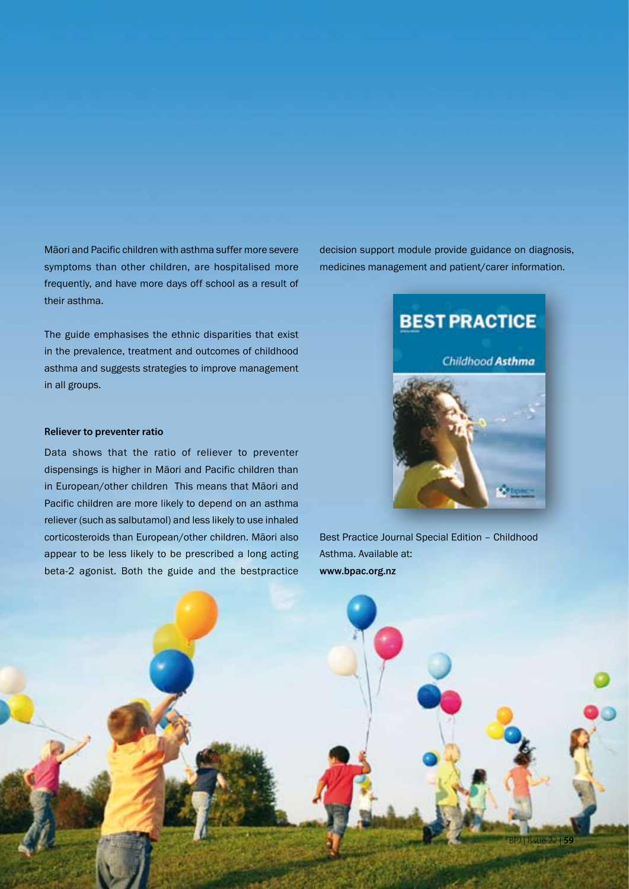Māori and Pacific children with asthma suffer more severe symptoms than other children, are hospitalised more frequently, and have more days off school as a result of their asthma.

The guide emphasises the ethnic disparities that exist in the prevalence, treatment and outcomes of childhood asthma and suggests strategies to improve management in all groups.

#### Reliever to preventer ratio

Data shows that the ratio of reliever to preventer dispensings is higher in Māori and Pacific children than in European/other children This means that Māori and Pacific children are more likely to depend on an asthma reliever (such as salbutamol) and less likely to use inhaled corticosteroids than European/other children. Māori also appear to be less likely to be prescribed a long acting beta-2 agonist. Both the guide and the bestpractice decision support module provide guidance on diagnosis, medicines management and patient/carer information.

Best Practice Journal Special Edition – Childhood Asthma. Available at:
**www.bpac.org.nz**